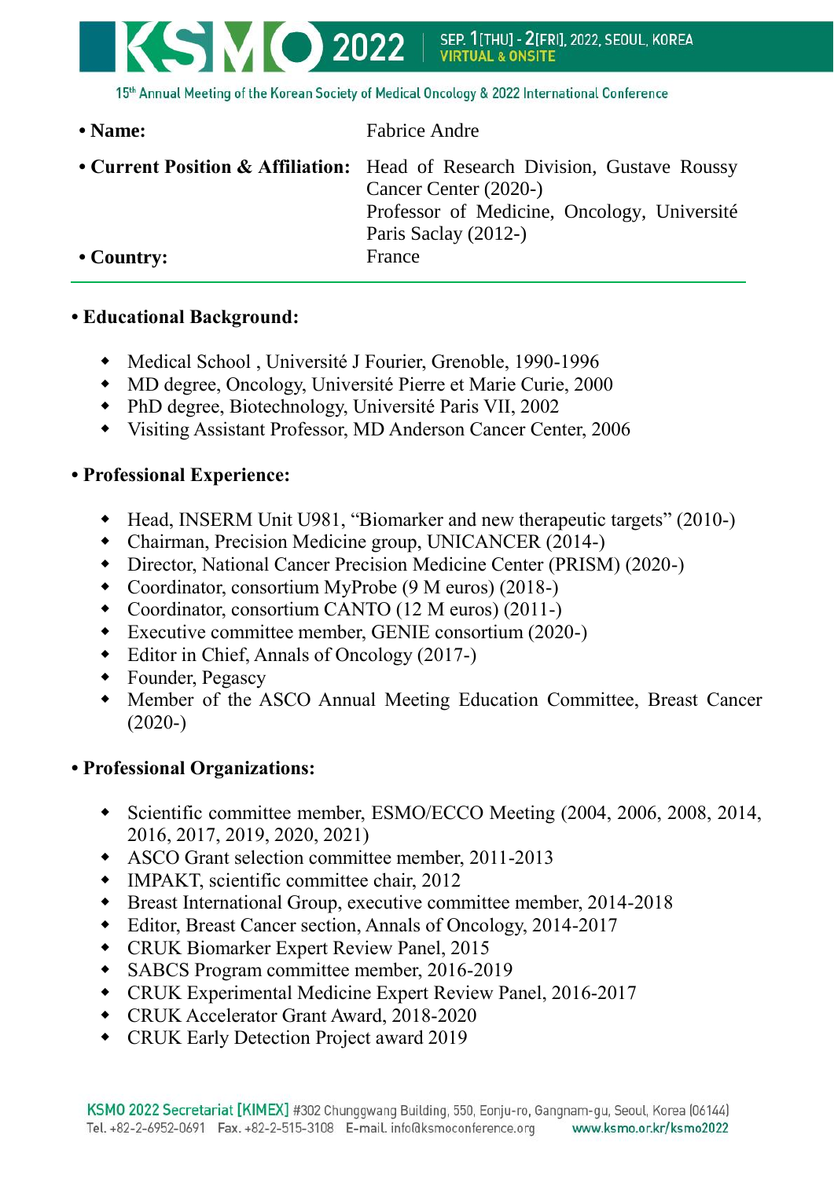- **Name:** Fabrice Andre
- **Current Position & Affiliation:** Head of Research Division, Gustave Roussy Cancer Center (2020-)
  Professor of Medicine, Oncology, Université Paris Saclay (2012-)
- **Country:** France

---

**• Educational Background:**

- Medical School , Université J Fourier, Grenoble, 1990-1996
- MD degree, Oncology, Université Pierre et Marie Curie, 2000
- PhD degree, Biotechnology, Université Paris VII, 2002
- Visiting Assistant Professor, MD Anderson Cancer Center, 2006

**• Professional Experience:**

- Head, INSERM Unit U981, "Biomarker and new therapeutic targets" (2010-)
- Chairman, Precision Medicine group, UNICANCER (2014-)
- Director, National Cancer Precision Medicine Center (PRISM) (2020-)
- Coordinator, consortium MyProbe (9 M euros) (2018-)
- Coordinator, consortium CANTO (12 M euros) (2011-)
- Executive committee member, GENIE consortium (2020-)
- Editor in Chief, Annals of Oncology (2017-)
- Founder, Pegascy
- Member of the ASCO Annual Meeting Education Committee, Breast Cancer (2020-)

**• Professional Organizations:**

- Scientific committee member, ESMO/ECCO Meeting (2004, 2006, 2008, 2014, 2016, 2017, 2019, 2020, 2021)
- ASCO Grant selection committee member, 2011-2013
- IMPAKT, scientific committee chair, 2012
- Breast International Group, executive committee member, 2014-2018
- Editor, Breast Cancer section, Annals of Oncology, 2014-2017
- CRUK Biomarker Expert Review Panel, 2015
- SABCS Program committee member, 2016-2019
- CRUK Experimental Medicine Expert Review Panel, 2016-2017
- CRUK Accelerator Grant Award, 2018-2020
- CRUK Early Detection Project award 2019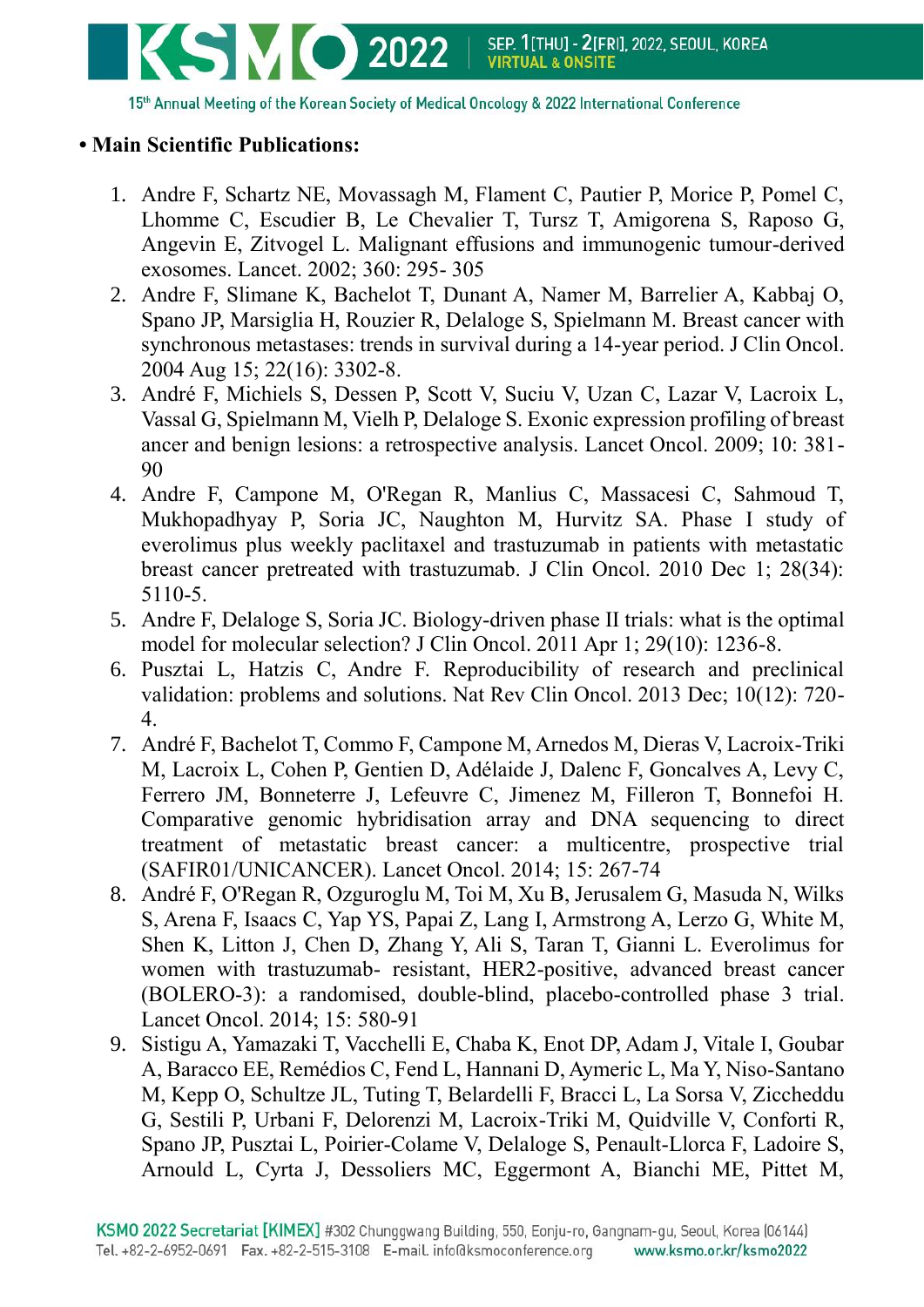- **Main Scientific Publications:**

1. Andre F, Schartz NE, Movassagh M, Flament C, Pautier P, Morice P, Pomel C, Lhomme C, Escudier B, Le Chevalier T, Tursz T, Amigorena S, Raposo G, Angevin E, Zitvogel L. Malignant effusions and immunogenic tumour-derived exosomes. Lancet. 2002; 360: 295- 305
2. Andre F, Slimane K, Bachelot T, Dunant A, Namer M, Barrelier A, Kabbaj O, Spano JP, Marsiglia H, Rouzier R, Delaloge S, Spielmann M. Breast cancer with synchronous metastases: trends in survival during a 14-year period. J Clin Oncol. 2004 Aug 15; 22(16): 3302-8.
3. André F, Michiels S, Dessen P, Scott V, Suciu V, Uzan C, Lazar V, Lacroix L, Vassal G, Spielmann M, Vielh P, Delaloge S. Exonic expression profiling of breast ancer and benign lesions: a retrospective analysis. Lancet Oncol. 2009; 10: 381-90
4. Andre F, Campone M, O'Regan R, Manlius C, Massacesi C, Sahmoud T, Mukhopadhyay P, Soria JC, Naughton M, Hurvitz SA. Phase I study of everolimus plus weekly paclitaxel and trastuzumab in patients with metastatic breast cancer pretreated with trastuzumab. J Clin Oncol. 2010 Dec 1; 28(34): 5110-5.
5. Andre F, Delaloge S, Soria JC. Biology-driven phase II trials: what is the optimal model for molecular selection? J Clin Oncol. 2011 Apr 1; 29(10): 1236-8.
6. Pusztai L, Hatzis C, Andre F. Reproducibility of research and preclinical validation: problems and solutions. Nat Rev Clin Oncol. 2013 Dec; 10(12): 720-4.
7. André F, Bachelot T, Commo F, Campone M, Arnedos M, Dieras V, Lacroix-Triki M, Lacroix L, Cohen P, Gentien D, Adélaide J, Dalenc F, Goncalves A, Levy C, Ferrero JM, Bonneterre J, Lefeuvre C, Jimenez M, Filleron T, Bonnefoi H. Comparative genomic hybridisation array and DNA sequencing to direct treatment of metastatic breast cancer: a multicentre, prospective trial (SAFIR01/UNICANCER). Lancet Oncol. 2014; 15: 267-74
8. André F, O'Regan R, Ozguroglu M, Toi M, Xu B, Jerusalem G, Masuda N, Wilks S, Arena F, Isaacs C, Yap YS, Papai Z, Lang I, Armstrong A, Lerzo G, White M, Shen K, Litton J, Chen D, Zhang Y, Ali S, Taran T, Gianni L. Everolimus for women with trastuzumab- resistant, HER2-positive, advanced breast cancer (BOLERO-3): a randomised, double-blind, placebo-controlled phase 3 trial. Lancet Oncol. 2014; 15: 580-91
9. Sistigu A, Yamazaki T, Vacchelli E, Chaba K, Enot DP, Adam J, Vitale I, Goubar A, Baracco EE, Remédios C, Fend L, Hannani D, Aymeric L, Ma Y, Niso-Santano M, Kepp O, Schultze JL, Tuting T, Belardelli F, Bracci L, La Sorsa V, Ziccheddu G, Sestili P, Urbani F, Delorenzi M, Lacroix-Triki M, Quidville V, Conforti R, Spano JP, Pusztai L, Poirier-Colame V, Delaloge S, Penault-Llorca F, Ladoire S, Arnould L, Cyrta J, Dessoliers MC, Eggermont A, Bianchi ME, Pittet M,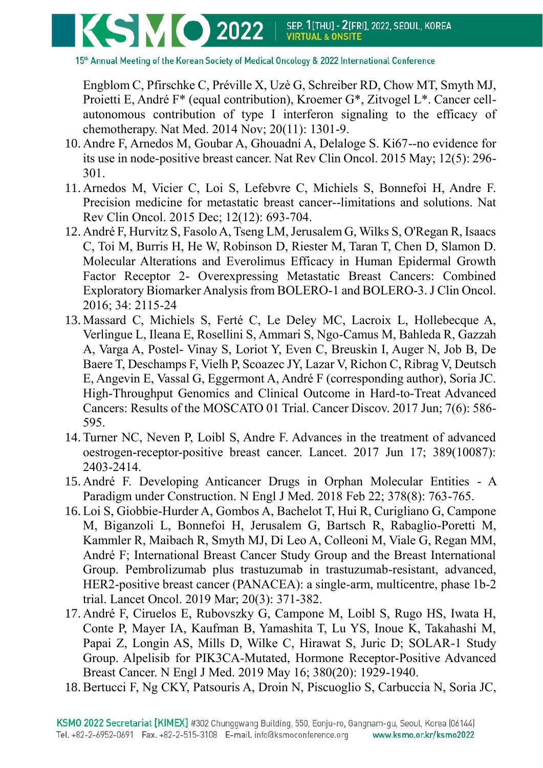Engblom C, Pfirschke C, Préville X, Uzè G, Schreiber RD, Chow MT, Smyth MJ, Proietti E, André F* (equal contribution), Kroemer G*, Zitvogel L*. Cancer cell-autonomous contribution of type I interferon signaling to the efficacy of chemotherapy. Nat Med. 2014 Nov; 20(11): 1301-9.

10. Andre F, Arnedos M, Goubar A, Ghouadni A, Delaloge S. Ki67--no evidence for its use in node-positive breast cancer. Nat Rev Clin Oncol. 2015 May; 12(5): 296-301.
11. Arnedos M, Vicier C, Loi S, Lefebvre C, Michiels S, Bonnefoi H, Andre F. Precision medicine for metastatic breast cancer--limitations and solutions. Nat Rev Clin Oncol. 2015 Dec; 12(12): 693-704.
12. André F, Hurvitz S, Fasolo A, Tseng LM, Jerusalem G, Wilks S, O'Regan R, Isaacs C, Toi M, Burris H, He W, Robinson D, Riester M, Taran T, Chen D, Slamon D. Molecular Alterations and Everolimus Efficacy in Human Epidermal Growth Factor Receptor 2- Overexpressing Metastatic Breast Cancers: Combined Exploratory Biomarker Analysis from BOLERO-1 and BOLERO-3. J Clin Oncol. 2016; 34: 2115-24
13. Massard C, Michiels S, Ferté C, Le Deley MC, Lacroix L, Hollebecque A, Verlingue L, Ileana E, Rosellini S, Ammari S, Ngo-Camus M, Bahleda R, Gazzah A, Varga A, Postel- Vinay S, Loriot Y, Even C, Breuskin I, Auger N, Job B, De Baere T, Deschamps F, Vielh P, Scoazec JY, Lazar V, Richon C, Ribrag V, Deutsch E, Angevin E, Vassal G, Eggermont A, André F (corresponding author), Soria JC. High-Throughput Genomics and Clinical Outcome in Hard-to-Treat Advanced Cancers: Results of the MOSCATO 01 Trial. Cancer Discov. 2017 Jun; 7(6): 586-595.
14. Turner NC, Neven P, Loibl S, Andre F. Advances in the treatment of advanced oestrogen-receptor-positive breast cancer. Lancet. 2017 Jun 17; 389(10087): 2403-2414.
15. André F. Developing Anticancer Drugs in Orphan Molecular Entities - A Paradigm under Construction. N Engl J Med. 2018 Feb 22; 378(8): 763-765.
16. Loi S, Giobbie-Hurder A, Gombos A, Bachelot T, Hui R, Curigliano G, Campone M, Biganzoli L, Bonnefoi H, Jerusalem G, Bartsch R, Rabaglio-Poretti M, Kammler R, Maibach R, Smyth MJ, Di Leo A, Colleoni M, Viale G, Regan MM, André F; International Breast Cancer Study Group and the Breast International Group. Pembrolizumab plus trastuzumab in trastuzumab-resistant, advanced, HER2-positive breast cancer (PANACEA): a single-arm, multicentre, phase 1b-2 trial. Lancet Oncol. 2019 Mar; 20(3): 371-382.
17. André F, Ciruelos E, Rubovszky G, Campone M, Loibl S, Rugo HS, Iwata H, Conte P, Mayer IA, Kaufman B, Yamashita T, Lu YS, Inoue K, Takahashi M, Papai Z, Longin AS, Mills D, Wilke C, Hirawat S, Juric D; SOLAR-1 Study Group. Alpelisib for PIK3CA-Mutated, Hormone Receptor-Positive Advanced Breast Cancer. N Engl J Med. 2019 May 16; 380(20): 1929-1940.
18. Bertucci F, Ng CKY, Patsouris A, Droin N, Piscuoglio S, Carbuccia N, Soria JC,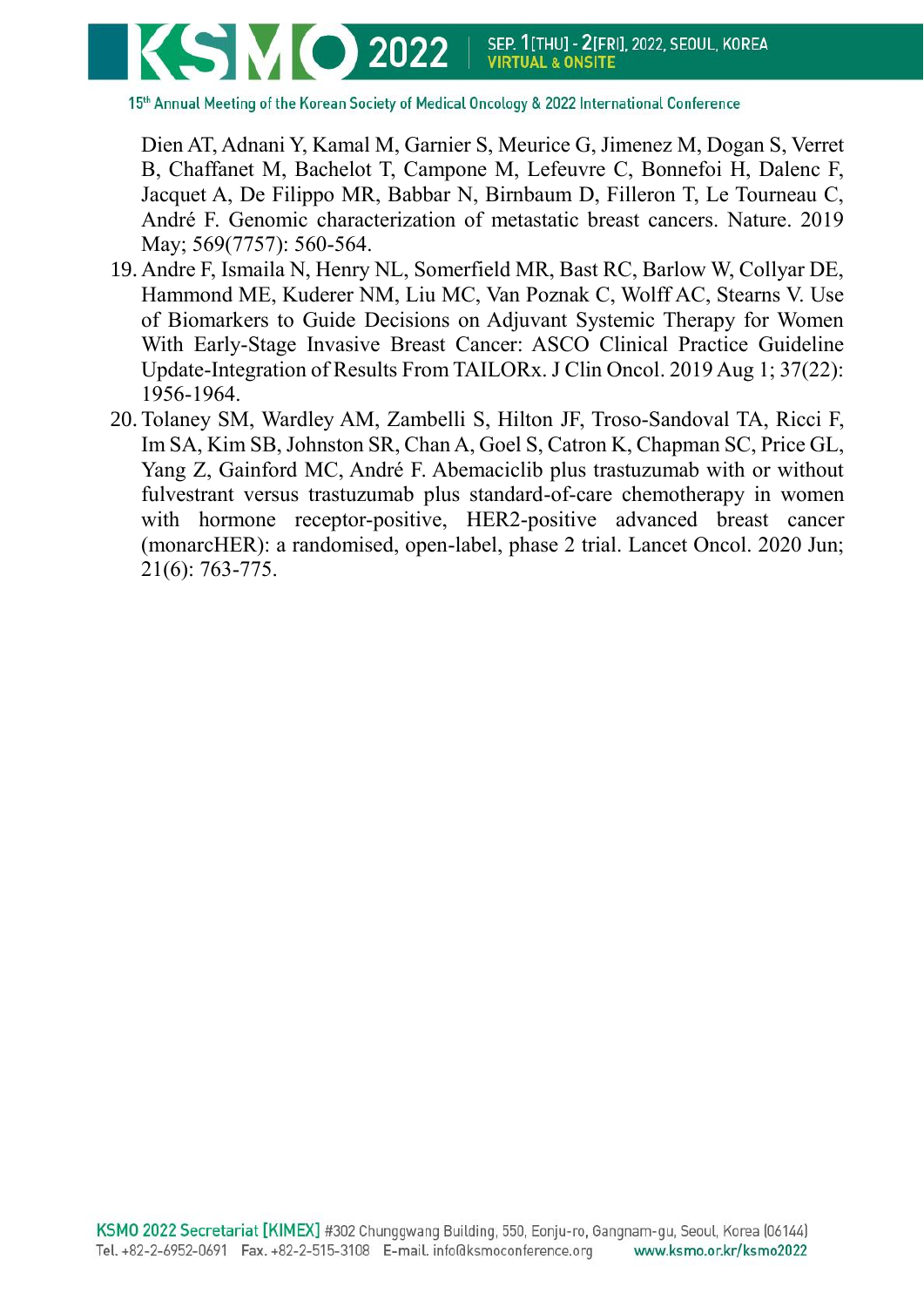Dien AT, Adnani Y, Kamal M, Garnier S, Meurice G, Jimenez M, Dogan S, Verret B, Chaffanet M, Bachelot T, Campone M, Lefeuvre C, Bonnefoi H, Dalenc F, Jacquet A, De Filippo MR, Babbar N, Birnbaum D, Filleron T, Le Tourneau C, André F. Genomic characterization of metastatic breast cancers. Nature. 2019 May; 569(7757): 560-564.

19. Andre F, Ismaila N, Henry NL, Somerfield MR, Bast RC, Barlow W, Collyar DE, Hammond ME, Kuderer NM, Liu MC, Van Poznak C, Wolff AC, Stearns V. Use of Biomarkers to Guide Decisions on Adjuvant Systemic Therapy for Women With Early-Stage Invasive Breast Cancer: ASCO Clinical Practice Guideline Update-Integration of Results From TAILORx. J Clin Oncol. 2019 Aug 1; 37(22): 1956-1964.
20. Tolaney SM, Wardley AM, Zambelli S, Hilton JF, Troso-Sandoval TA, Ricci F, Im SA, Kim SB, Johnston SR, Chan A, Goel S, Catron K, Chapman SC, Price GL, Yang Z, Gainford MC, André F. Abemaciclib plus trastuzumab with or without fulvestrant versus trastuzumab plus standard-of-care chemotherapy in women with hormone receptor-positive, HER2-positive advanced breast cancer (monarcHER): a randomised, open-label, phase 2 trial. Lancet Oncol. 2020 Jun; 21(6): 763-775.